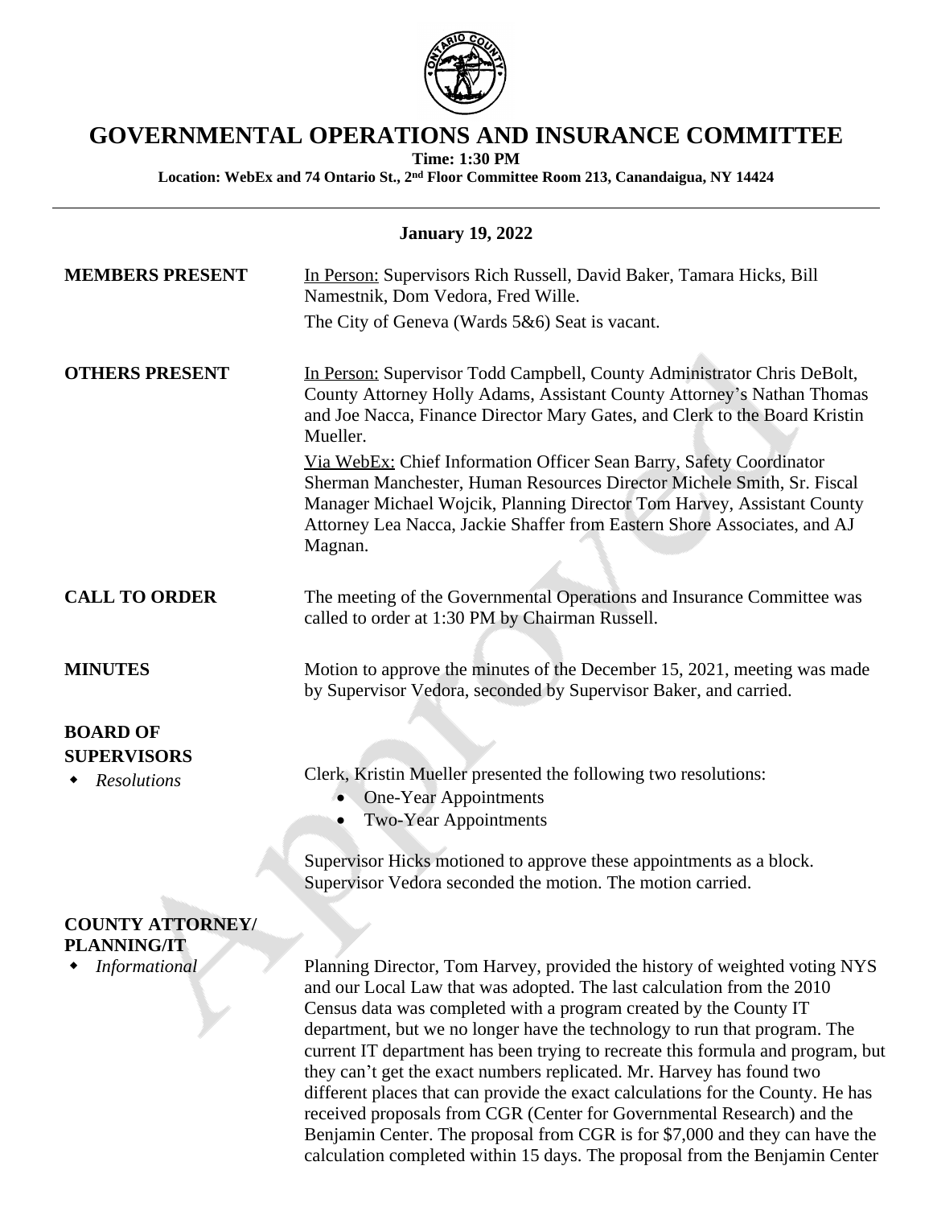# GOVERNMENTAL OPERATIONS AND INSURANCE COMMITTEE

**Time: 1:30 PM**

**Location: WebEx and 74 Ontario St., 2nd Floor Committee Room 213, Canandaigua, NY 14424**

---

**January 19, 2022**

**MEMBERS PRESENT**

In Person: Supervisors Rich Russell, David Baker, Tamara Hicks, Bill Namestnik, Dom Vedora, Fred Wille.

The City of Geneva (Wards 5&6) Seat is vacant.

**OTHERS PRESENT**

In Person: Supervisor Todd Campbell, County Administrator Chris DeBolt, County Attorney Holly Adams, Assistant County Attorney's Nathan Thomas and Joe Nacca, Finance Director Mary Gates, and Clerk to the Board Kristin Mueller.

Via WebEx: Chief Information Officer Sean Barry, Safety Coordinator Sherman Manchester, Human Resources Director Michele Smith, Sr. Fiscal Manager Michael Wojcik, Planning Director Tom Harvey, Assistant County Attorney Lea Nacca, Jackie Shaffer from Eastern Shore Associates, and AJ Magnan.

**CALL TO ORDER**

The meeting of the Governmental Operations and Insurance Committee was called to order at 1:30 PM by Chairman Russell.

**MINUTES**

Motion to approve the minutes of the December 15, 2021, meeting was made by Supervisor Vedora, seconded by Supervisor Baker, and carried.

**BOARD OF SUPERVISORS**

- *Resolutions*

Clerk, Kristin Mueller presented the following two resolutions:

- One-Year Appointments
- Two-Year Appointments

Supervisor Hicks motioned to approve these appointments as a block. Supervisor Vedora seconded the motion. The motion carried.

**COUNTY ATTORNEY/ PLANNING/IT**

- *Informational*

Planning Director, Tom Harvey, provided the history of weighted voting NYS and our Local Law that was adopted. The last calculation from the 2010 Census data was completed with a program created by the County IT department, but we no longer have the technology to run that program. The current IT department has been trying to recreate this formula and program, but they can't get the exact numbers replicated. Mr. Harvey has found two different places that can provide the exact calculations for the County. He has received proposals from CGR (Center for Governmental Research) and the Benjamin Center. The proposal from CGR is for $7,000 and they can have the calculation completed within 15 days. The proposal from the Benjamin Center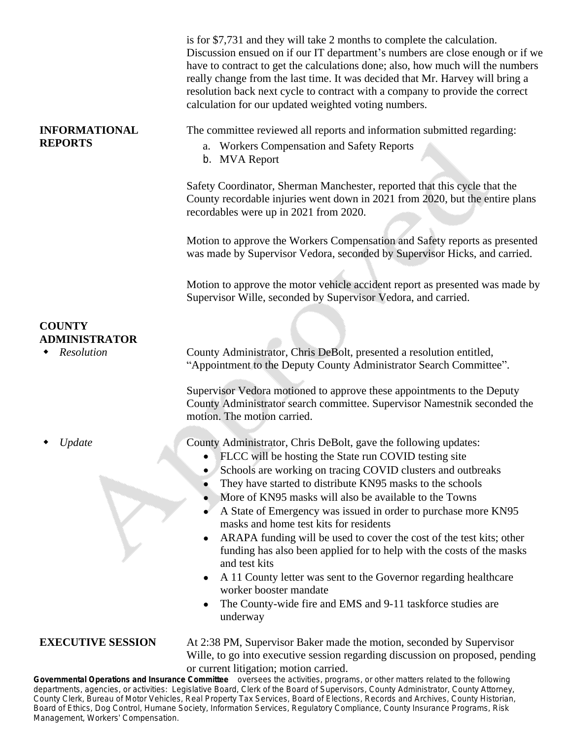is for $7,731 and they will take 2 months to complete the calculation. Discussion ensued on if our IT department's numbers are close enough or if we have to contract to get the calculations done; also, how much will the numbers really change from the last time. It was decided that Mr. Harvey will bring a resolution back next cycle to contract with a company to provide the correct calculation for our updated weighted voting numbers.

**INFORMATIONAL REPORTS**

The committee reviewed all reports and information submitted regarding:

a. Workers Compensation and Safety Reports
b. MVA Report

Safety Coordinator, Sherman Manchester, reported that this cycle that the County recordable injuries went down in 2021 from 2020, but the entire plans recordables were up in 2021 from 2020.

Motion to approve the Workers Compensation and Safety reports as presented was made by Supervisor Vedora, seconded by Supervisor Hicks, and carried.

Motion to approve the motor vehicle accident report as presented was made by Supervisor Wille, seconded by Supervisor Vedora, and carried.

**COUNTY ADMINISTRATOR**

- *Resolution*

County Administrator, Chris DeBolt, presented a resolution entitled, "Appointment to the Deputy County Administrator Search Committee".

Supervisor Vedora motioned to approve these appointments to the Deputy County Administrator search committee. Supervisor Namestnik seconded the motion. The motion carried.

- *Update*

County Administrator, Chris DeBolt, gave the following updates:

- FLCC will be hosting the State run COVID testing site
- Schools are working on tracing COVID clusters and outbreaks
- They have started to distribute KN95 masks to the schools
- More of KN95 masks will also be available to the Towns
- A State of Emergency was issued in order to purchase more KN95 masks and home test kits for residents
- ARAPA funding will be used to cover the cost of the test kits; other funding has also been applied for to help with the costs of the masks and test kits
- A 11 County letter was sent to the Governor regarding healthcare worker booster mandate
- The County-wide fire and EMS and 9-11 taskforce studies are underway

**EXECUTIVE SESSION**

At 2:38 PM, Supervisor Baker made the motion, seconded by Supervisor Wille, to go into executive session regarding discussion on proposed, pending or current litigation; motion carried.

**Governmental Operations and Insurance Committee** oversees the activities, programs, or other matters related to the following departments, agencies, or activities: Legislative Board, Clerk of the Board of Supervisors, County Administrator, County Attorney, County Clerk, Bureau of Motor Vehicles, Real Property Tax Services, Board of Elections, Records and Archives, County Historian, Board of Ethics, Dog Control, Humane Society, Information Services, Regulatory Compliance, County Insurance Programs, Risk Management, Workers' Compensation.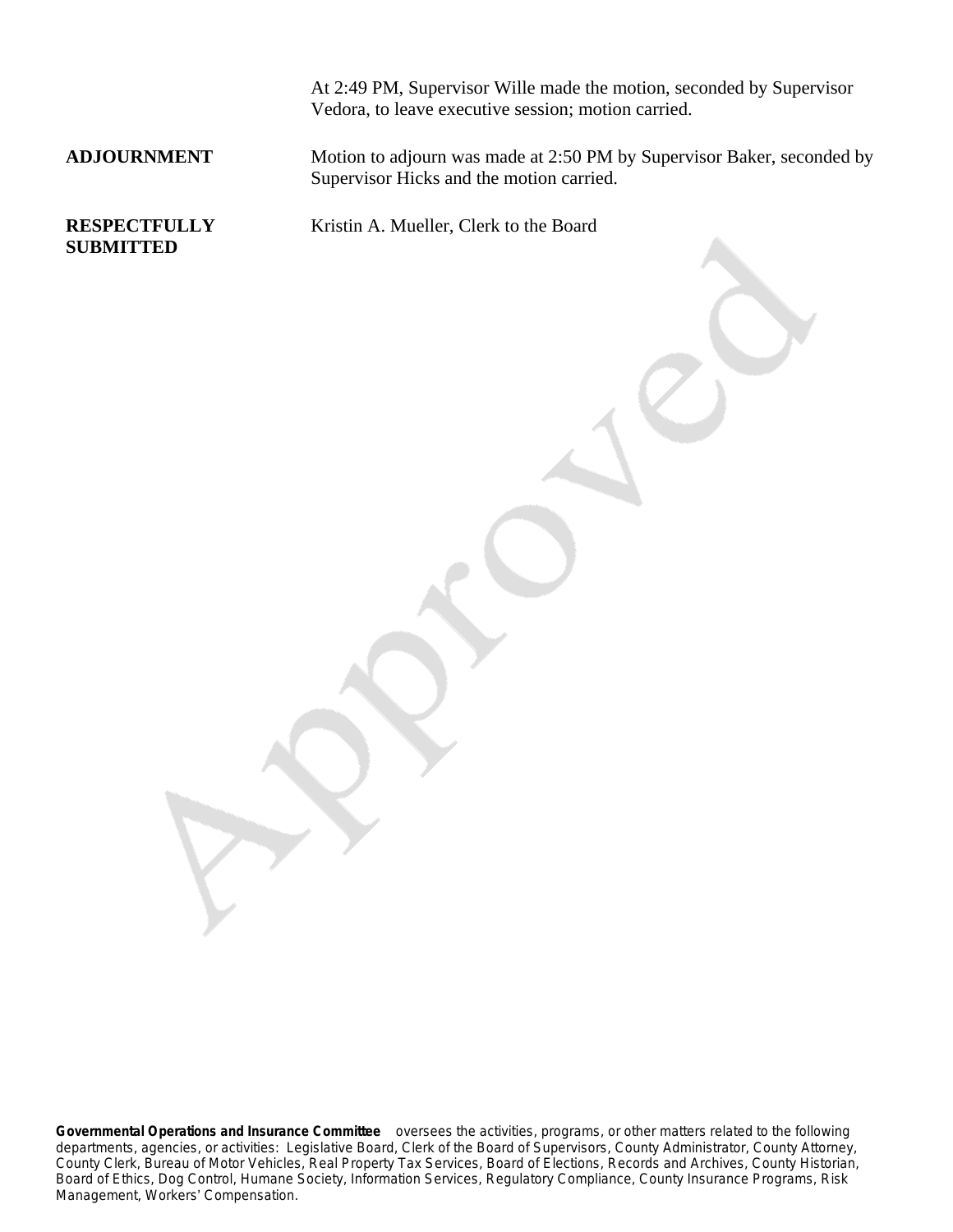At 2:49 PM, Supervisor Wille made the motion, seconded by Supervisor Vedora, to leave executive session; motion carried.

**ADJOURNMENT**

Motion to adjourn was made at 2:50 PM by Supervisor Baker, seconded by Supervisor Hicks and the motion carried.

**RESPECTFULLY SUBMITTED**

Kristin A. Mueller, Clerk to the Board

Approved

**Governmental Operations and Insurance Committee** oversees the activities, programs, or other matters related to the following departments, agencies, or activities: Legislative Board, Clerk of the Board of Supervisors, County Administrator, County Attorney, County Clerk, Bureau of Motor Vehicles, Real Property Tax Services, Board of Elections, Records and Archives, County Historian, Board of Ethics, Dog Control, Humane Society, Information Services, Regulatory Compliance, County Insurance Programs, Risk Management, Workers' Compensation.